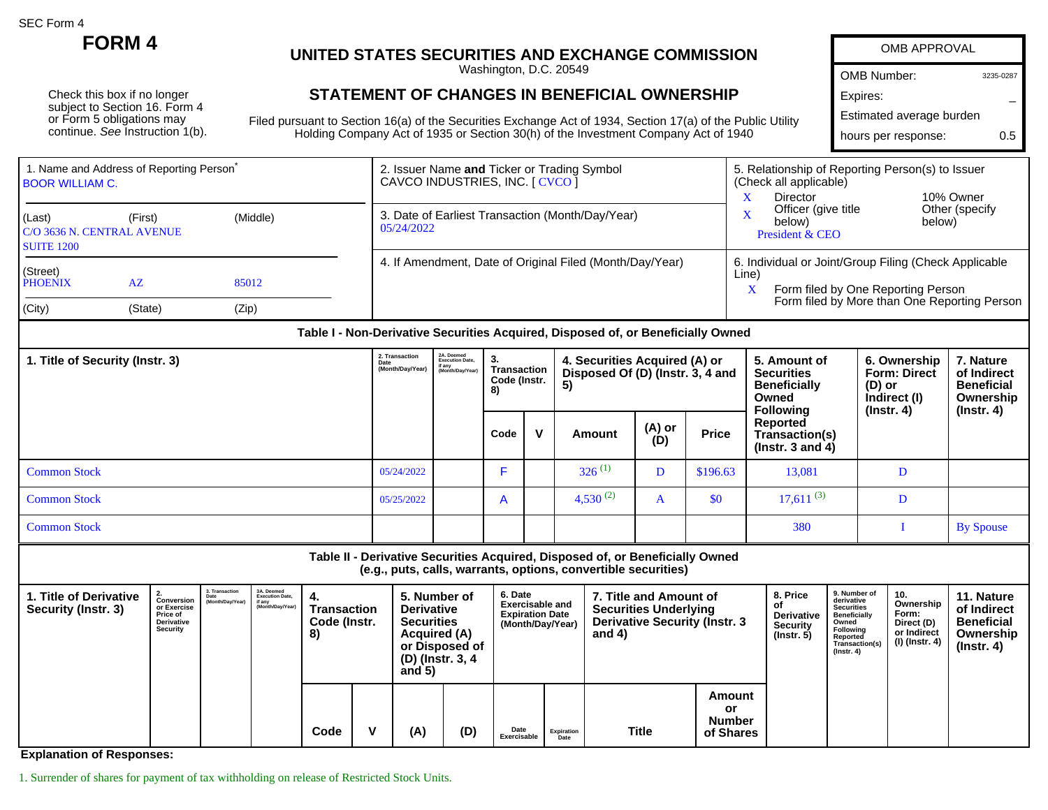SEC Form 4

# FORM 4

## UNITED STATES SECURITIES AND EXCHANGE COMMISSION

Washington, D.C. 20549

## STATEMENT OF CHANGES IN BENEFICIAL OWNERSHIP

Check this box if no longer subject to Section 16. Form 4 or Form 5 obligations may continue. *See* Instruction 1(b).

Filed pursuant to Section 16(a) of the Securities Exchange Act of 1934, Section 17(a) of the Public Utility Holding Company Act of 1935 or Section 30(h) of the Investment Company Act of 1940

| OMB APPROVAL | |
|---|---|
| OMB Number: | 3235-0287 |
| Expires: | – |
| Estimated average burden hours per response: | 0.5 |

1. Name and Address of Reporting Person*
BOOR WILLIAM C.

(Last) (First) (Middle)
C/O 3636 N. CENTRAL AVENUE
SUITE 1200

(Street)
PHOENIX AZ 85012

(City) (State) (Zip)

2. Issuer Name **and** Ticker or Trading Symbol
CAVCO INDUSTRIES, INC. [ CVCO ]

3. Date of Earliest Transaction (Month/Day/Year)
05/24/2022

4. If Amendment, Date of Original Filed (Month/Day/Year)

5. Relationship of Reporting Person(s) to Issuer (Check all applicable)
X Director
10% Owner
X Officer (give title below)
Other (specify below)
President & CEO

6. Individual or Joint/Group Filing (Check Applicable Line)
X Form filed by One Reporting Person
Form filed by More than One Reporting Person

### Table I - Non-Derivative Securities Acquired, Disposed of, or Beneficially Owned

| 1. Title of Security (Instr. 3) | 2. Transaction Date (Month/Day/Year) | 2A. Deemed Execution Date, if any (Month/Day/Year) | 3. Transaction Code (Instr. 8) | | 4. Securities Acquired (A) or Disposed Of (D) (Instr. 3, 4 and 5) | | | 5. Amount of Securities Beneficially Owned Following Reported Transaction(s) (Instr. 3 and 4) | 6. Ownership Form: Direct (D) or Indirect (I) (Instr. 4) | 7. Nature of Indirect Beneficial Ownership (Instr. 4) |
|---|---|---|---|---|---|---|---|---|---|---|
| | | | Code | V | Amount | (A) or (D) | Price | | | |
| Common Stock | 05/24/2022 | | F | | 326 [(1)] | D | $196.63 | 13,081 | D | |
| Common Stock | 05/25/2022 | | A | | 4,530 [(2)] | A | $0 | 17,611 [(3)] | D | |
| Common Stock | | | | | | | | 380 | I | By Spouse |

### Table II - Derivative Securities Acquired, Disposed of, or Beneficially Owned (e.g., puts, calls, warrants, options, convertible securities)

| 1. Title of Derivative Security (Instr. 3) | 2. Conversion or Exercise Price of Derivative Security | 3. Transaction Date (Month/Day/Year) | 3A. Deemed Execution Date, if any (Month/Day/Year) | 4. Transaction Code (Instr. 8) | | 5. Number of Derivative Securities Acquired (A) or Disposed of (D) (Instr. 3, 4 and 5) | | 6. Date Exercisable and Expiration Date (Month/Day/Year) | | 7. Title and Amount of Securities Underlying Derivative Security (Instr. 3 and 4) | | 8. Price of Derivative Security (Instr. 5) | 9. Number of derivative Securities Beneficially Owned Following Reported Transaction(s) (Instr. 4) | 10. Ownership Form: Direct (D) or Indirect (I) (Instr. 4) | 11. Nature of Indirect Beneficial Ownership (Instr. 4) |
|---|---|---|---|---|---|---|---|---|---|---|---|---|---|---|---|
| | | | | Code | V | (A) | (D) | Date Exercisable | Expiration Date | Title | Amount or Number of Shares | | | | |

**Explanation of Responses:**

1. Surrender of shares for payment of tax withholding on release of Restricted Stock Units.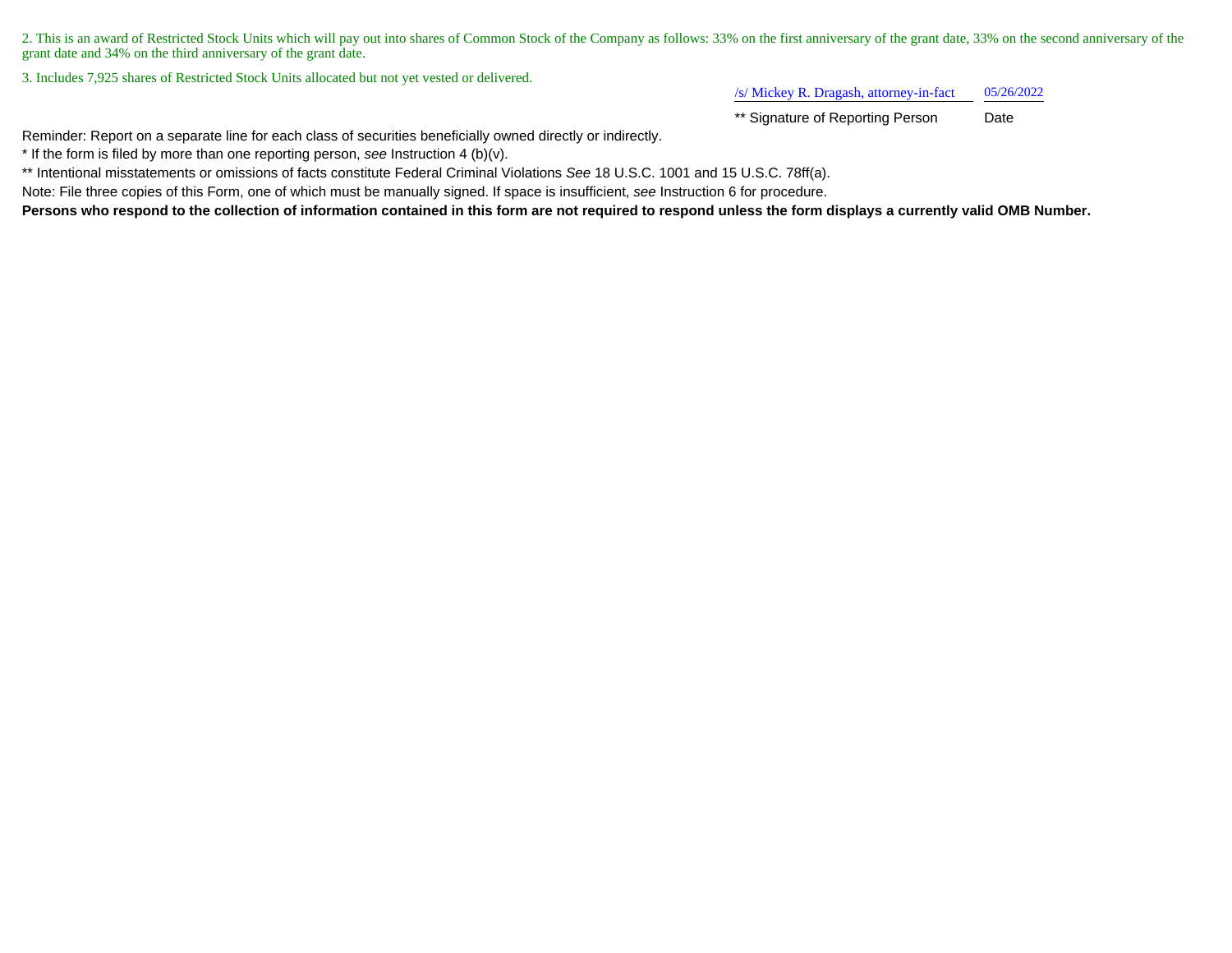2. This is an award of Restricted Stock Units which will pay out into shares of Common Stock of the Company as follows: 33% on the first anniversary of the grant date, 33% on the second anniversary of the grant date and 34% on the third anniversary of the grant date.

3. Includes 7,925 shares of Restricted Stock Units allocated but not yet vested or delivered.

| | |
|---|---|
| /s/ Mickey R. Dragash, attorney-in-fact | 05/26/2022 |
| ** Signature of Reporting Person | Date |

Reminder: Report on a separate line for each class of securities beneficially owned directly or indirectly.

* If the form is filed by more than one reporting person, *see* Instruction 4 (b)(v).

** Intentional misstatements or omissions of facts constitute Federal Criminal Violations *See* 18 U.S.C. 1001 and 15 U.S.C. 78ff(a).

Note: File three copies of this Form, one of which must be manually signed. If space is insufficient, *see* Instruction 6 for procedure.

**Persons who respond to the collection of information contained in this form are not required to respond unless the form displays a currently valid OMB Number.**